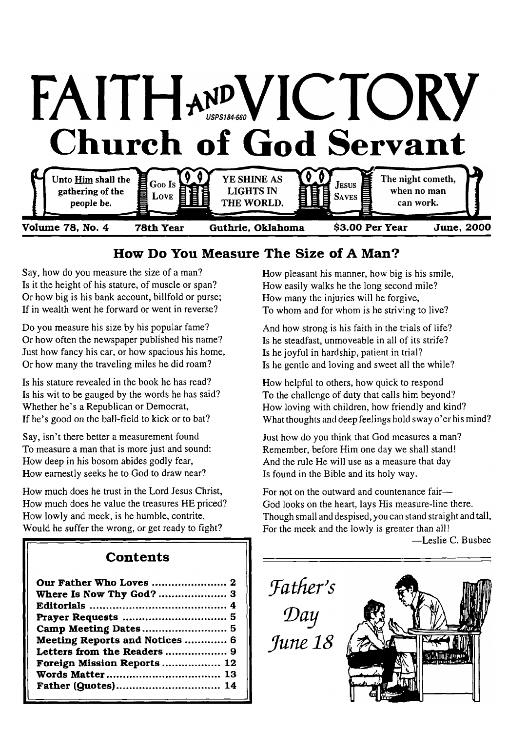# FAITH AND VICTORY

USPS184-560

## Church of God Servant

Unto Him shall the gathering of the people be. | GOD IS LOVE | YE SHINE AS LIGHTS IN THE WORLD. | JESUS SAVES | The night cometh, when no man can work.

**Volume 78, No. 4** **78th Year** **Guthrie, Oklahoma** **$3.00 Per Year** **June, 2000**

## How Do You Measure The Size of A Man?

Say, how do you measure the size of a man?
Is it the height of his stature, of muscle or span?
Or how big is his bank account, billfold or purse;
If in wealth went he forward or went in reverse?

Do you measure his size by his popular fame?
Or how often the newspaper published his name?
Just how fancy his car, or how spacious his home,
Or how many the traveling miles he did roam?

Is his stature revealed in the book he has read?
Is his wit to be gauged by the words he has said?
Whether he's a Republican or Democrat,
If he's good on the ball-field to kick or to bat?

Say, isn't there better a measurement found
To measure a man that is more just and sound:
How deep in his bosom abides godly fear,
How earnestly seeks he to God to draw near?

How much does he trust in the Lord Jesus Christ,
How much does he value the treasures HE priced?
How lowly and meek, is he humble, contrite,
Would he suffer the wrong, or get ready to fight?

How pleasant his manner, how big is his smile,
How easily walks he the long second mile?
How many the injuries will he forgive,
To whom and for whom is he striving to live?

And how strong is his faith in the trials of life?
Is he steadfast, unmoveable in all of its strife?
Is he joyful in hardship, patient in trial?
Is he gentle and loving and sweet all the while?

How helpful to others, how quick to respond
To the challenge of duty that calls him beyond?
How loving with children, how friendly and kind?
What thoughts and deep feelings hold sway o'er his mind?

Just how do you think that God measures a man?
Remember, before Him one day we shall stand!
And the rule He will use as a measure that day
Is found in the Bible and its holy way.

For not on the outward and countenance fair—
God looks on the heart, lays His measure-line there.
Though small and despised, you can stand straight and tall,
For the meek and the lowly is greater than all!

—Leslie C. Busbee

### Contents

| | |
|---|---|
| **Our Father Who Loves** | **2** |
| **Where Is Now Thy God?** | **3** |
| **Editorials** | **4** |
| **Prayer Requests** | **5** |
| **Camp Meeting Dates** | **5** |
| **Meeting Reports and Notices** | **6** |
| **Letters from the Readers** | **9** |
| **Foreign Mission Reports** | **12** |
| **Words Matter** | **13** |
| **Father (Quotes)** | **14** |

*Father's Day*
*June 18*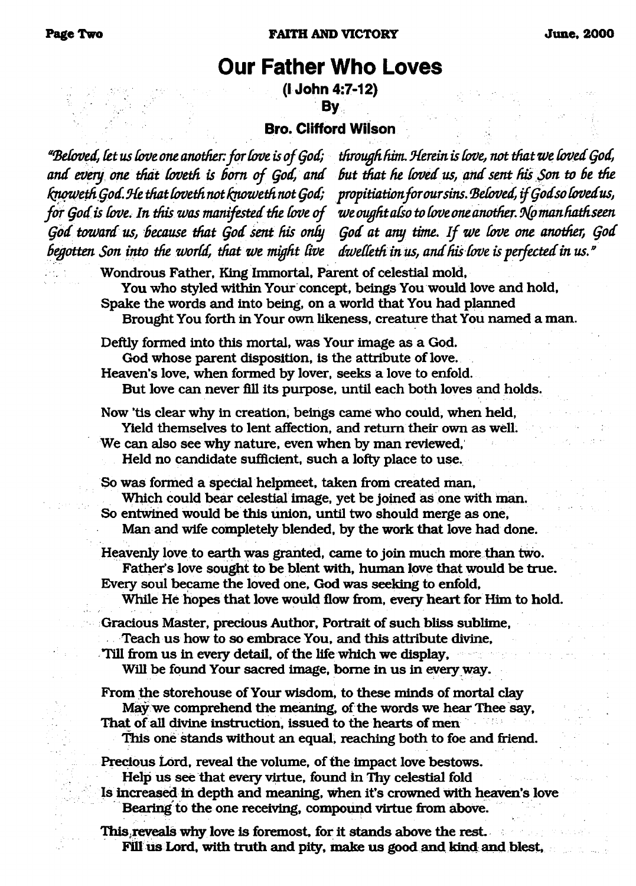# Our Father Who Loves

**(I John 4:7-12)**

**By**

**Bro. Clifford Wilson**

*"Beloved, let us love one another: for love is of God; and every one that loveth is born of God, and knoweth God. He that loveth not knoweth not God; for God is love. In this was manifested the love of God toward us, because that God sent his only begotten Son into the world, that we might live through him. Herein is love, not that we loved God, but that he loved us, and sent his Son to be the propitiation for our sins. Beloved, if God so loved us, we ought also to love one another. No man hath seen God at any time. If we love one another, God dwelleth in us, and his love is perfected in us."*

Wondrous Father, King Immortal, Parent of celestial mold,
You who styled within Your concept, beings You would love and hold,
Spake the words and into being, on a world that You had planned
Brought You forth in Your own likeness, creature that You named a man.

Deftly formed into this mortal, was Your image as a God.
God whose parent disposition, is the attribute of love.
Heaven's love, when formed by lover, seeks a love to enfold.
But love can never fill its purpose, until each both loves and holds.

Now 'tis clear why in creation, beings came who could, when held,
Yield themselves to lent affection, and return their own as well.
We can also see why nature, even when by man reviewed,
Held no candidate sufficient, such a lofty place to use.

So was formed a special helpmeet, taken from created man,
Which could bear celestial image, yet be joined as one with man.
So entwined would be this union, until two should merge as one,
Man and wife completely blended, by the work that love had done.

Heavenly love to earth was granted, came to join much more than two.
Father's love sought to be blent with, human love that would be true.
Every soul became the loved one, God was seeking to enfold,
While He hopes that love would flow from, every heart for Him to hold.

Gracious Master, precious Author, Portrait of such bliss sublime,
Teach us how to so embrace You, and this attribute divine,
Till from us in every detail, of the life which we display,
Will be found Your sacred image, borne in us in every way.

From the storehouse of Your wisdom, to these minds of mortal clay
May we comprehend the meaning, of the words we hear Thee say,
That of all divine instruction, issued to the hearts of men
This one stands without an equal, reaching both to foe and friend.

Precious Lord, reveal the volume, of the impact love bestows.
Help us see that every virtue, found in Thy celestial fold
Is increased in depth and meaning, when it's crowned with heaven's love
Bearing to the one receiving, compound virtue from above.

This reveals why love is foremost, for it stands above the rest.
Fill us Lord, with truth and pity, make us good and kind and blest,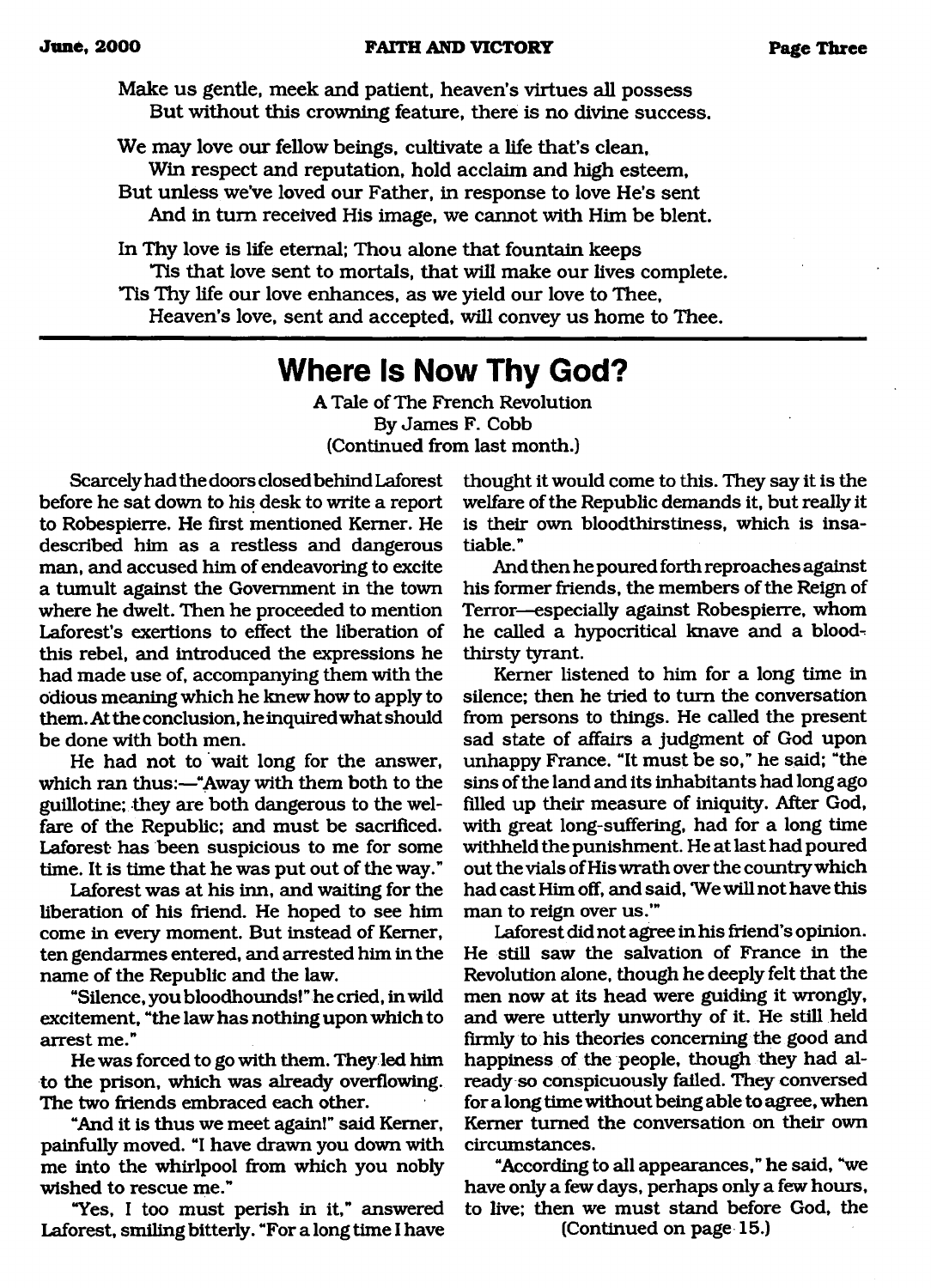Make us gentle, meek and patient, heaven's virtues all possess
But without this crowning feature, there is no divine success.

We may love our fellow beings, cultivate a life that's clean,
Win respect and reputation, hold acclaim and high esteem,
But unless we've loved our Father, in response to love He's sent
And in turn received His image, we cannot with Him be blent.

In Thy love is life eternal; Thou alone that fountain keeps
'Tis that love sent to mortals, that will make our lives complete.
'Tis Thy life our love enhances, as we yield our love to Thee,
Heaven's love, sent and accepted, will convey us home to Thee.

## Where Is Now Thy God?

A Tale of The French Revolution
By James F. Cobb
(Continued from last month.)

Scarcely had the doors closed behind Laforest before he sat down to his desk to write a report to Robespierre. He first mentioned Kerner. He described him as a restless and dangerous man, and accused him of endeavoring to excite a tumult against the Government in the town where he dwelt. Then he proceeded to mention Laforest's exertions to effect the liberation of this rebel, and introduced the expressions he had made use of, accompanying them with the odious meaning which he knew how to apply to them. At the conclusion, he inquired what should be done with both men.

He had not to wait long for the answer, which ran thus:—"Away with them both to the guillotine; they are both dangerous to the welfare of the Republic; and must be sacrificed. Laforest has been suspicious to me for some time. It is time that he was put out of the way."

Laforest was at his inn, and waiting for the liberation of his friend. He hoped to see him come in every moment. But instead of Kerner, ten gendarmes entered, and arrested him in the name of the Republic and the law.

"Silence, you bloodhounds!" he cried, in wild excitement, "the law has nothing upon which to arrest me."

He was forced to go with them. They led him to the prison, which was already overflowing. The two friends embraced each other.

"And it is thus we meet again!" said Kerner, painfully moved. "I have drawn you down with me into the whirlpool from which you nobly wished to rescue me."

"Yes, I too must perish in it," answered Laforest, smiling bitterly. "For a long time I have thought it would come to this. They say it is the welfare of the Republic demands it, but really it is their own bloodthirstiness, which is insatiable."

And then he poured forth reproaches against his former friends, the members of the Reign of Terror—especially against Robespierre, whom he called a hypocritical knave and a bloodthirsty tyrant.

Kerner listened to him for a long time in silence; then he tried to turn the conversation from persons to things. He called the present sad state of affairs a judgment of God upon unhappy France. "It must be so," he said; "the sins of the land and its inhabitants had long ago filled up their measure of iniquity. After God, with great long-suffering, had for a long time withheld the punishment. He at last had poured out the vials of His wrath over the country which had cast Him off, and said, 'We will not have this man to reign over us.'"

Laforest did not agree in his friend's opinion. He still saw the salvation of France in the Revolution alone, though he deeply felt that the men now at its head were guiding it wrongly, and were utterly unworthy of it. He still held firmly to his theories concerning the good and happiness of the people, though they had already so conspicuously failed. They conversed for a long time without being able to agree, when Kerner turned the conversation on their own circumstances.

"According to all appearances," he said, "we have only a few days, perhaps only a few hours, to live; then we must stand before God, the

(Continued on page 15.)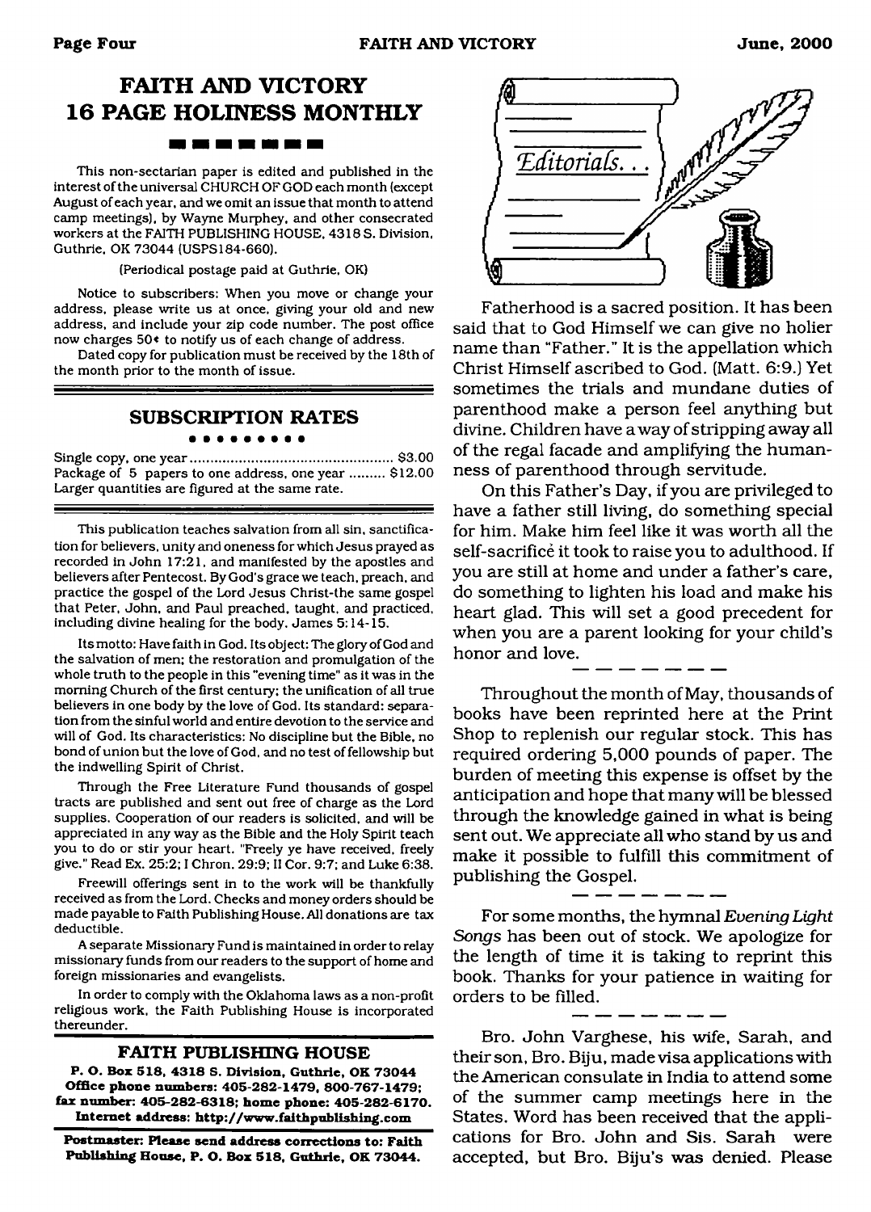## FAITH AND VICTORY 16 PAGE HOLINESS MONTHLY

This non-sectarian paper is edited and published in the interest of the universal CHURCH OF GOD each month (except August of each year, and we omit an issue that month to attend camp meetings), by Wayne Murphey, and other consecrated workers at the FAITH PUBLISHING HOUSE, 4318 S. Division, Guthrie, OK 73044 (USPS184-660).

(Periodical postage paid at Guthrie, OK)

Notice to subscribers: When you move or change your address, please write us at once, giving your old and new address, and include your zip code number. The post office now charges 50¢ to notify us of each change of address.

Dated copy for publication must be received by the 18th of the month prior to the month of issue.

### SUBSCRIPTION RATES

Single copy, one year ........................................ $3.00
Package of 5 papers to one address, one year ......... $12.00
Larger quantities are figured at the same rate.

This publication teaches salvation from all sin, sanctification for believers, unity and oneness for which Jesus prayed as recorded in John 17:21, and manifested by the apostles and believers after Pentecost. By God's grace we teach, preach, and practice the gospel of the Lord Jesus Christ-the same gospel that Peter, John, and Paul preached, taught, and practiced, including divine healing for the body. James 5:14-15.

Its motto: Have faith in God. Its object: The glory of God and the salvation of men; the restoration and promulgation of the whole truth to the people in this "evening time" as it was in the morning Church of the first century; the unification of all true believers in one body by the love of God. Its standard: separation from the sinful world and entire devotion to the service and will of God. Its characteristics: No discipline but the Bible, no bond of union but the love of God, and no test of fellowship but the indwelling Spirit of Christ.

Through the Free Literature Fund thousands of gospel tracts are published and sent out free of charge as the Lord supplies. Cooperation of our readers is solicited, and will be appreciated in any way as the Bible and the Holy Spirit teach you to do or stir your heart. "Freely ye have received, freely give." Read Ex. 25:2; I Chron. 29:9; II Cor. 9:7; and Luke 6:38.

Freewill offerings sent in to the work will be thankfully received as from the Lord. Checks and money orders should be made payable to Faith Publishing House. All donations are tax deductible.

A separate Missionary Fund is maintained in order to relay missionary funds from our readers to the support of home and foreign missionaries and evangelists.

In order to comply with the Oklahoma laws as a non-profit religious work, the Faith Publishing House is incorporated thereunder.

### FAITH PUBLISHING HOUSE

**P. O. Box 518, 4318 S. Division, Guthrie, OK 73044**
**Office phone numbers: 405-282-1479, 800-767-1479; fax number: 405-282-6318; home phone: 405-282-6170. Internet address: http://www.faithpublishing.com**

**Postmaster: Please send address corrections to: Faith Publishing House, P. O. Box 518, Guthrie, OK 73044.**

## *Editorials...*

Fatherhood is a sacred position. It has been said that to God Himself we can give no holier name than "Father." It is the appellation which Christ Himself ascribed to God. (Matt. 6:9.) Yet sometimes the trials and mundane duties of parenthood make a person feel anything but divine. Children have a way of stripping away all of the regal facade and amplifying the humanness of parenthood through servitude.

On this Father's Day, if you are privileged to have a father still living, do something special for him. Make him feel like it was worth all the self-sacrifice it took to raise you to adulthood. If you are still at home and under a father's care, do something to lighten his load and make his heart glad. This will set a good precedent for when you are a parent looking for your child's honor and love.

---

Throughout the month of May, thousands of books have been reprinted here at the Print Shop to replenish our regular stock. This has required ordering 5,000 pounds of paper. The burden of meeting this expense is offset by the anticipation and hope that many will be blessed through the knowledge gained in what is being sent out. We appreciate all who stand by us and make it possible to fulfill this commitment of publishing the Gospel.

---

For some months, the hymnal *Evening Light Songs* has been out of stock. We apologize for the length of time it is taking to reprint this book. Thanks for your patience in waiting for orders to be filled.

---

Bro. John Varghese, his wife, Sarah, and their son, Bro. Biju, made visa applications with the American consulate in India to attend some of the summer camp meetings here in the States. Word has been received that the applications for Bro. John and Sis. Sarah were accepted, but Bro. Biju's was denied. Please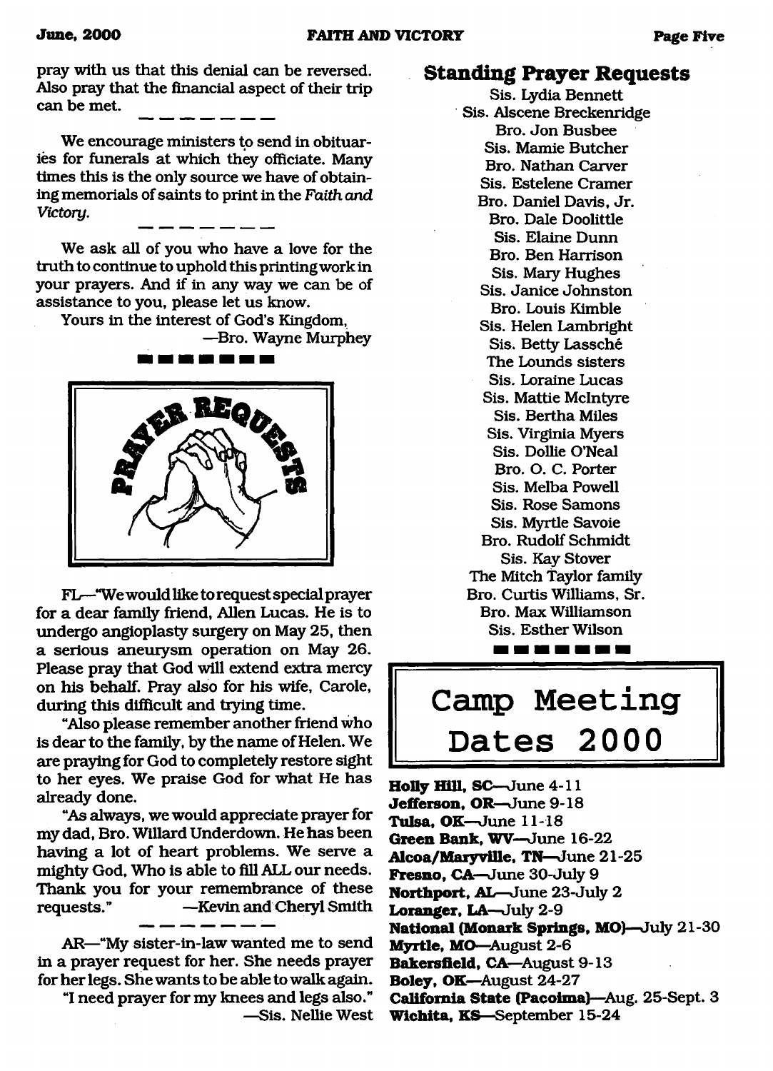pray with us that this denial can be reversed. Also pray that the financial aspect of their trip can be met.

We encourage ministers to send in obituaries for funerals at which they officiate. Many times this is the only source we have of obtaining memorials of saints to print in the *Faith and Victory*.

We ask all of you who have a love for the truth to continue to uphold this printing work in your prayers. And if in any way we can be of assistance to you, please let us know.

Yours in the interest of God's Kingdom,

—Bro. Wayne Murphey

## PRAYER REQUESTS

FL—"We would like to request special prayer for a dear family friend, Allen Lucas. He is to undergo angioplasty surgery on May 25, then a serious aneurysm operation on May 26. Please pray that God will extend extra mercy on his behalf. Pray also for his wife, Carole, during this difficult and trying time.

"Also please remember another friend who is dear to the family, by the name of Helen. We are praying for God to completely restore sight to her eyes. We praise God for what He has already done.

"As always, we would appreciate prayer for my dad, Bro. Willard Underdown. He has been having a lot of heart problems. We serve a mighty God, Who is able to fill ALL our needs. Thank you for your remembrance of these requests." —Kevin and Cheryl Smith

AR—"My sister-in-law wanted me to send in a prayer request for her. She needs prayer for her legs. She wants to be able to walk again.

"I need prayer for my knees and legs also."

—Sis. Nellie West

## Standing Prayer Requests

Sis. Lydia Bennett
Sis. Alscene Breckenridge
Bro. Jon Busbee
Sis. Mamie Butcher
Bro. Nathan Carver
Sis. Estelene Cramer
Bro. Daniel Davis, Jr.
Bro. Dale Doolittle
Sis. Elaine Dunn
Bro. Ben Harrison
Sis. Mary Hughes
Sis. Janice Johnston
Bro. Louis Kimble
Sis. Helen Lambright
Sis. Betty Lassché
The Lounds sisters
Sis. Loraine Lucas
Sis. Mattie McIntyre
Sis. Bertha Miles
Sis. Virginia Myers
Sis. Dollie O'Neal
Bro. O. C. Porter
Sis. Melba Powell
Sis. Rose Samons
Sis. Myrtle Savoie
Bro. Rudolf Schmidt
Sis. Kay Stover
The Mitch Taylor family
Bro. Curtis Williams, Sr.
Bro. Max Williamson
Sis. Esther Wilson

## Camp Meeting Dates 2000

**Holly Hill, SC**—June 4-11
**Jefferson, OR**—June 9-18
**Tulsa, OK**—June 11-18
**Green Bank, WV**—June 16-22
**Alcoa/Maryville, TN**—June 21-25
**Fresno, CA**—June 30-July 9
**Northport, AL**—June 23-July 2
**Loranger, LA**—July 2-9
**National (Monark Springs, MO)**—July 21-30
**Myrtle, MO**—August 2-6
**Bakersfield, CA**—August 9-13
**Boley, OK**—August 24-27
**California State (Pacoima)**—Aug. 25-Sept. 3
**Wichita, KS**—September 15-24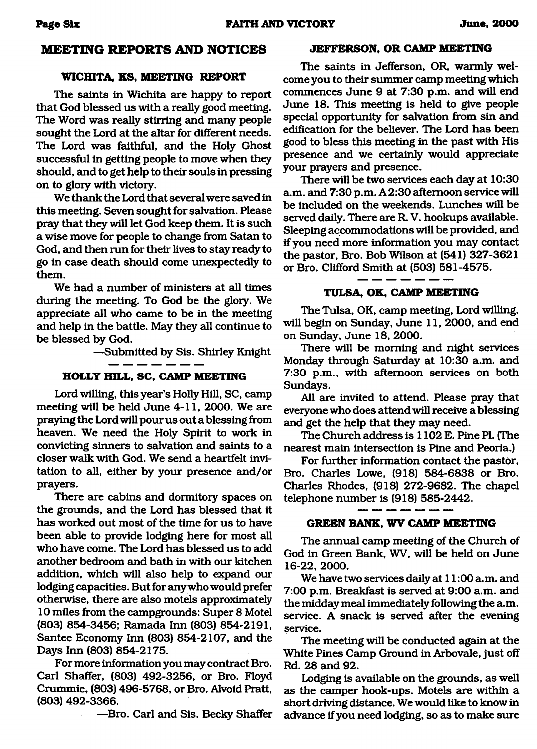## MEETING REPORTS AND NOTICES

### WICHITA, KS, MEETING REPORT

The saints in Wichita are happy to report that God blessed us with a really good meeting. The Word was really stirring and many people sought the Lord at the altar for different needs. The Lord was faithful, and the Holy Ghost successful in getting people to move when they should, and to get help to their souls in pressing on to glory with victory.

We thank the Lord that several were saved in this meeting. Seven sought for salvation. Please pray that they will let God keep them. It is such a wise move for people to change from Satan to God, and then run for their lives to stay ready to go in case death should come unexpectedly to them.

We had a number of ministers at all times during the meeting. To God be the glory. We appreciate all who came to be in the meeting and help in the battle. May they all continue to be blessed by God.

—Submitted by Sis. Shirley Knight

### HOLLY HILL, SC, CAMP MEETING

Lord willing, this year's Holly Hill, SC, camp meeting will be held June 4-11, 2000. We are praying the Lord will pour us out a blessing from heaven. We need the Holy Spirit to work in convicting sinners to salvation and saints to a closer walk with God. We send a heartfelt invitation to all, either by your presence and/or prayers.

There are cabins and dormitory spaces on the grounds, and the Lord has blessed that it has worked out most of the time for us to have been able to provide lodging here for most all who have come. The Lord has blessed us to add another bedroom and bath in with our kitchen addition, which will also help to expand our lodging capacities. But for any who would prefer otherwise, there are also motels approximately 10 miles from the campgrounds: Super 8 Motel (803) 854-3456; Ramada Inn (803) 854-2191, Santee Economy Inn (803) 854-2107, and the Days Inn (803) 854-2175.

For more information you may contract Bro. Carl Shaffer, (803) 492-3256, or Bro. Floyd Crummie, (803) 496-5768, or Bro. Alvoid Pratt, (803) 492-3366.

—Bro. Carl and Sis. Becky Shaffer

### JEFFERSON, OR CAMP MEETING

The saints in Jefferson, OR, warmly welcome you to their summer camp meeting which commences June 9 at 7:30 p.m. and will end June 18. This meeting is held to give people special opportunity for salvation from sin and edification for the believer. The Lord has been good to bless this meeting in the past with His presence and we certainly would appreciate your prayers and presence.

There will be two services each day at 10:30 a.m. and 7:30 p.m. A 2:30 afternoon service will be included on the weekends. Lunches will be served daily. There are R. V. hookups available. Sleeping accommodations will be provided, and if you need more information you may contact the pastor, Bro. Bob Wilson at (541) 327-3621 or Bro. Clifford Smith at (503) 581-4575.

### TULSA, OK, CAMP MEETING

The Tulsa, OK, camp meeting, Lord willing, will begin on Sunday, June 11, 2000, and end on Sunday, June 18, 2000.

There will be morning and night services Monday through Saturday at 10:30 a.m. and 7:30 p.m., with afternoon services on both Sundays.

All are invited to attend. Please pray that everyone who does attend will receive a blessing and get the help that they may need.

The Church address is 1102 E. Pine Pl. (The nearest main intersection is Pine and Peoria.)

For further information contact the pastor, Bro. Charles Lowe, (918) 584-6838 or Bro. Charles Rhodes, (918) 272-9682. The chapel telephone number is (918) 585-2442.

### GREEN BANK, WV CAMP MEETING

The annual camp meeting of the Church of God in Green Bank, WV, will be held on June 16-22, 2000.

We have two services daily at 11:00 a.m. and 7:00 p.m. Breakfast is served at 9:00 a.m. and the midday meal immediately following the a.m. service. A snack is served after the evening service.

The meeting will be conducted again at the White Pines Camp Ground in Arbovale, just off Rd. 28 and 92.

Lodging is available on the grounds, as well as the camper hook-ups. Motels are within a short driving distance. We would like to know in advance if you need lodging, so as to make sure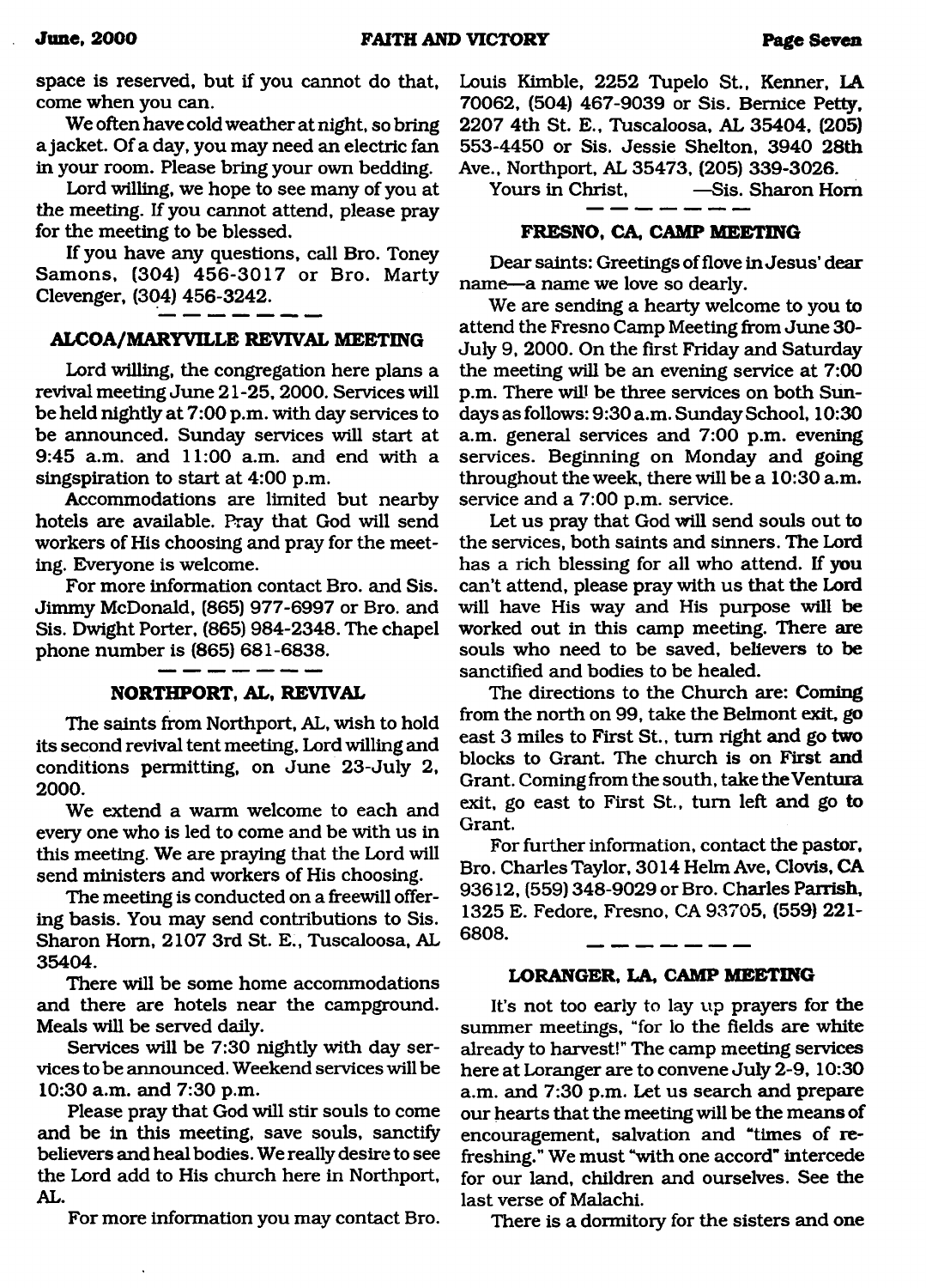space is reserved, but if you cannot do that, come when you can.

We often have cold weather at night, so bring a jacket. Of a day, you may need an electric fan in your room. Please bring your own bedding.

Lord willing, we hope to see many of you at the meeting. If you cannot attend, please pray for the meeting to be blessed.

If you have any questions, call Bro. Toney Samons, (304) 456-3017 or Bro. Marty Clevenger, (304) 456-3242.

---

## ALCOA/MARYVILLE REVIVAL MEETING

Lord willing, the congregation here plans a revival meeting June 21-25, 2000. Services will be held nightly at 7:00 p.m. with day services to be announced. Sunday services will start at 9:45 a.m. and 11:00 a.m. and end with a singspiration to start at 4:00 p.m.

Accommodations are limited but nearby hotels are available. Pray that God will send workers of His choosing and pray for the meeting. Everyone is welcome.

For more information contact Bro. and Sis. Jimmy McDonald, (865) 977-6997 or Bro. and Sis. Dwight Porter, (865) 984-2348. The chapel phone number is (865) 681-6838.

---

## NORTHPORT, AL, REVIVAL

The saints from Northport, AL, wish to hold its second revival tent meeting, Lord willing and conditions permitting, on June 23-July 2, 2000.

We extend a warm welcome to each and every one who is led to come and be with us in this meeting. We are praying that the Lord will send ministers and workers of His choosing.

The meeting is conducted on a freewill offering basis. You may send contributions to Sis. Sharon Horn, 2107 3rd St. E., Tuscaloosa, AL 35404.

There will be some home accommodations and there are hotels near the campground. Meals will be served daily.

Services will be 7:30 nightly with day services to be announced. Weekend services will be 10:30 a.m. and 7:30 p.m.

Please pray that God will stir souls to come and be in this meeting, save souls, sanctify believers and heal bodies. We really desire to see the Lord add to His church here in Northport, AL.

For more information you may contact Bro. Louis Kimble, 2252 Tupelo St., Kenner, LA 70062, (504) 467-9039 or Sis. Bernice Petty, 2207 4th St. E., Tuscaloosa, AL 35404, (205) 553-4450 or Sis. Jessie Shelton, 3940 28th Ave., Northport, AL 35473, (205) 339-3026.

Yours in Christ, —Sis. Sharon Horn

---

## FRESNO, CA, CAMP MEETING

Dear saints: Greetings of love in Jesus' dear name—a name we love so dearly.

We are sending a hearty welcome to you to attend the Fresno Camp Meeting from June 30-July 9, 2000. On the first Friday and Saturday the meeting will be an evening service at 7:00 p.m. There will be three services on both Sundays as follows: 9:30 a.m. Sunday School, 10:30 a.m. general services and 7:00 p.m. evening services. Beginning on Monday and going throughout the week, there will be a 10:30 a.m. service and a 7:00 p.m. service.

Let us pray that God will send souls out to the services, both saints and sinners. The Lord has a rich blessing for all who attend. If you can't attend, please pray with us that the Lord will have His way and His purpose will be worked out in this camp meeting. There are souls who need to be saved, believers to be sanctified and bodies to be healed.

The directions to the Church are: Coming from the north on 99, take the Belmont exit, go east 3 miles to First St., turn right and go two blocks to Grant. The church is on First and Grant. Coming from the south, take the Ventura exit, go east to First St., turn left and go to Grant.

For further information, contact the pastor, Bro. Charles Taylor, 3014 Helm Ave, Clovis, CA 93612, (559) 348-9029 or Bro. Charles Parrish, 1325 E. Fedore, Fresno, CA 93705, (559) 221-6808.

---

## LORANGER, LA, CAMP MEETING

It's not too early to lay up prayers for the summer meetings, "for lo the fields are white already to harvest!" The camp meeting services here at Loranger are to convene July 2-9, 10:30 a.m. and 7:30 p.m. Let us search and prepare our hearts that the meeting will be the means of encouragement, salvation and "times of refreshing." We must "with one accord" intercede for our land, children and ourselves. See the last verse of Malachi.

There is a dormitory for the sisters and one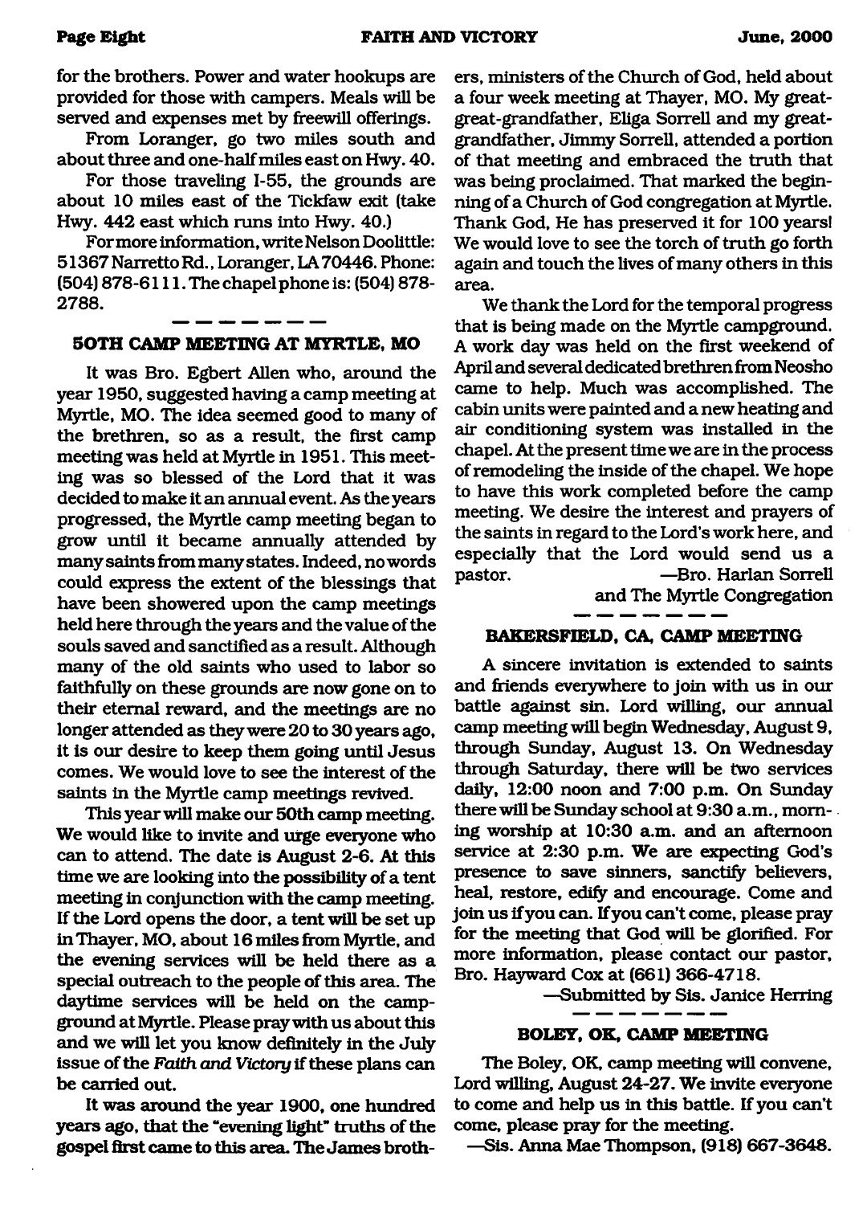for the brothers. Power and water hookups are provided for those with campers. Meals will be served and expenses met by freewill offerings.

From Loranger, go two miles south and about three and one-half miles east on Hwy. 40.

For those traveling I-55, the grounds are about 10 miles east of the Tickfaw exit (take Hwy. 442 east which runs into Hwy. 40.)

For more information, write Nelson Doolittle: 51367 Narretto Rd., Loranger, LA 70446. Phone: (504) 878-6111. The chapel phone is: (504) 878-2788.

---

### 50TH CAMP MEETING AT MYRTLE, MO

It was Bro. Egbert Allen who, around the year 1950, suggested having a camp meeting at Myrtle, MO. The idea seemed good to many of the brethren, so as a result, the first camp meeting was held at Myrtle in 1951. This meeting was so blessed of the Lord that it was decided to make it an annual event. As the years progressed, the Myrtle camp meeting began to grow until it became annually attended by many saints from many states. Indeed, no words could express the extent of the blessings that have been showered upon the camp meetings held here through the years and the value of the souls saved and sanctified as a result. Although many of the old saints who used to labor so faithfully on these grounds are now gone on to their eternal reward, and the meetings are no longer attended as they were 20 to 30 years ago, it is our desire to keep them going until Jesus comes. We would love to see the interest of the saints in the Myrtle camp meetings revived.

This year will make our 50th camp meeting. We would like to invite and urge everyone who can to attend. The date is August 2-6. At this time we are looking into the possibility of a tent meeting in conjunction with the camp meeting. If the Lord opens the door, a tent will be set up in Thayer, MO, about 16 miles from Myrtle, and the evening services will be held there as a special outreach to the people of this area. The daytime services will be held on the campground at Myrtle. Please pray with us about this and we will let you know definitely in the July issue of the *Faith and Victory* if these plans can be carried out.

It was around the year 1900, one hundred years ago, that the "evening light" truths of the gospel first came to this area. The James brothers, ministers of the Church of God, held about a four week meeting at Thayer, MO. My great-great-grandfather, Eliga Sorrell and my great-grandfather, Jimmy Sorrell, attended a portion of that meeting and embraced the truth that was being proclaimed. That marked the beginning of a Church of God congregation at Myrtle. Thank God, He has preserved it for 100 years! We would love to see the torch of truth go forth again and touch the lives of many others in this area.

We thank the Lord for the temporal progress that is being made on the Myrtle campground. A work day was held on the first weekend of April and several dedicated brethren from Neosho came to help. Much was accomplished. The cabin units were painted and a new heating and air conditioning system was installed in the chapel. At the present time we are in the process of remodeling the inside of the chapel. We hope to have this work completed before the camp meeting. We desire the interest and prayers of the saints in regard to the Lord's work here, and especially that the Lord would send us a pastor.

—Bro. Harlan Sorrell
and The Myrtle Congregation

---

### BAKERSFIELD, CA, CAMP MEETING

A sincere invitation is extended to saints and friends everywhere to join with us in our battle against sin. Lord willing, our annual camp meeting will begin Wednesday, August 9, through Sunday, August 13. On Wednesday through Saturday, there will be two services daily, 12:00 noon and 7:00 p.m. On Sunday there will be Sunday school at 9:30 a.m., morning worship at 10:30 a.m. and an afternoon service at 2:30 p.m. We are expecting God's presence to save sinners, sanctify believers, heal, restore, edify and encourage. Come and join us if you can. If you can't come, please pray for the meeting that God will be glorified. For more information, please contact our pastor, Bro. Hayward Cox at (661) 366-4718.

—Submitted by Sis. Janice Herring

---

### BOLEY, OK, CAMP MEETING

The Boley, OK, camp meeting will convene, Lord willing, August 24-27. We invite everyone to come and help us in this battle. If you can't come, please pray for the meeting.

—Sis. Anna Mae Thompson, (918) 667-3648.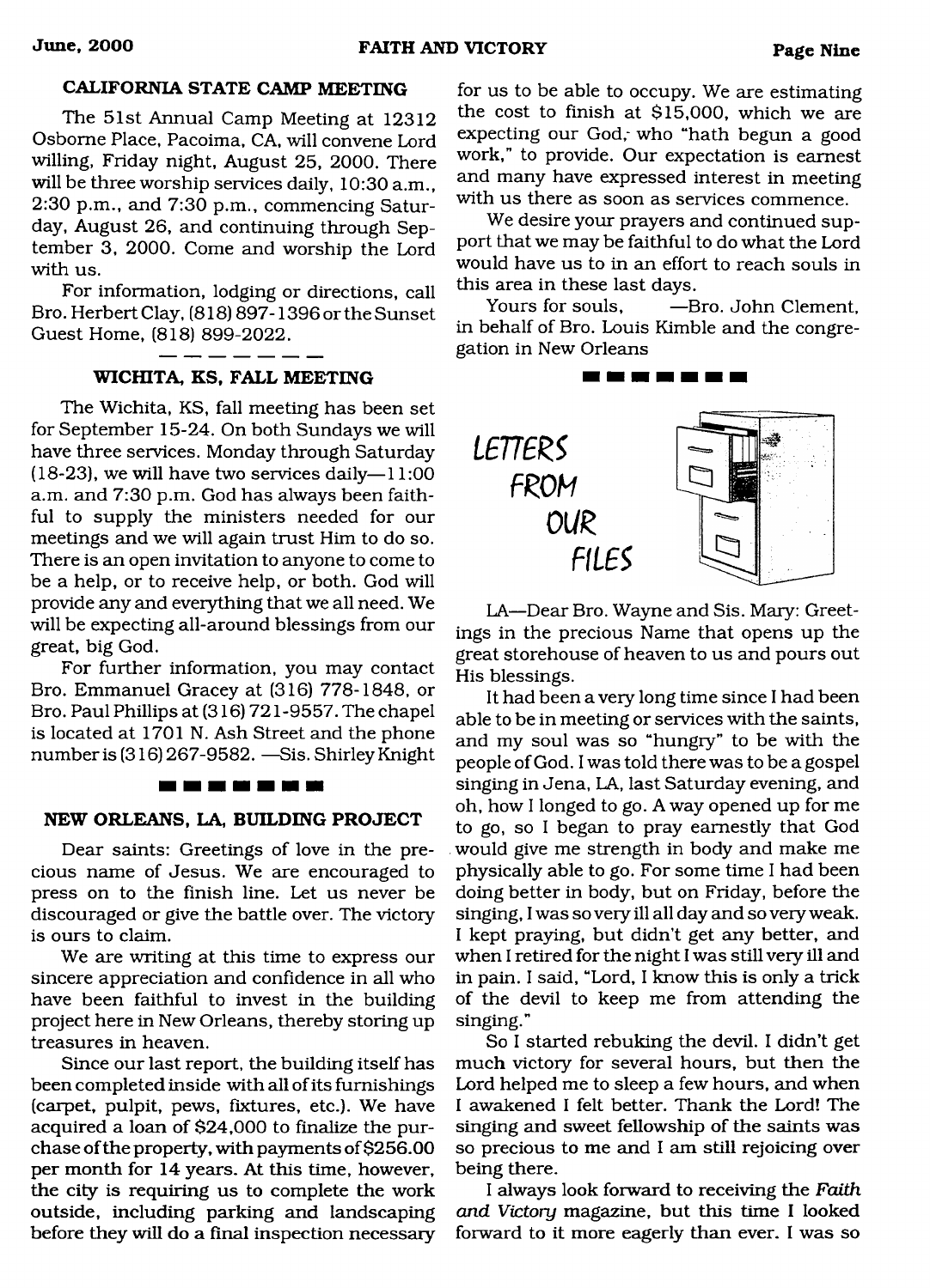## CALIFORNIA STATE CAMP MEETING

The 51st Annual Camp Meeting at 12312 Osborne Place, Pacoima, CA, will convene Lord willing, Friday night, August 25, 2000. There will be three worship services daily, 10:30 a.m., 2:30 p.m., and 7:30 p.m., commencing Saturday, August 26, and continuing through September 3, 2000. Come and worship the Lord with us.

For information, lodging or directions, call Bro. Herbert Clay, (818) 897-1396 or the Sunset Guest Home, (818) 899-2022.

---

## WICHITA, KS, FALL MEETING

The Wichita, KS, fall meeting has been set for September 15-24. On both Sundays we will have three services. Monday through Saturday (18-23), we will have two services daily—11:00 a.m. and 7:30 p.m. God has always been faithful to supply the ministers needed for our meetings and we will again trust Him to do so. There is an open invitation to anyone to come to be a help, or to receive help, or both. God will provide any and everything that we all need. We will be expecting all-around blessings from our great, big God.

For further information, you may contact Bro. Emmanuel Gracey at (316) 778-1848, or Bro. Paul Phillips at (316) 721-9557. The chapel is located at 1701 N. Ash Street and the phone number is (316) 267-9582. —Sis. Shirley Knight

---

## NEW ORLEANS, LA, BUILDING PROJECT

Dear saints: Greetings of love in the precious name of Jesus. We are encouraged to press on to the finish line. Let us never be discouraged or give the battle over. The victory is ours to claim.

We are writing at this time to express our sincere appreciation and confidence in all who have been faithful to invest in the building project here in New Orleans, thereby storing up treasures in heaven.

Since our last report, the building itself has been completed inside with all of its furnishings (carpet, pulpit, pews, fixtures, etc.). We have acquired a loan of $24,000 to finalize the purchase of the property, with payments of $256.00 per month for 14 years. At this time, however, the city is requiring us to complete the work outside, including parking and landscaping before they will do a final inspection necessary for us to be able to occupy. We are estimating the cost to finish at $15,000, which we are expecting our God, who "hath begun a good work," to provide. Our expectation is earnest and many have expressed interest in meeting with us there as soon as services commence.

We desire your prayers and continued support that we may be faithful to do what the Lord would have us to in an effort to reach souls in this area in these last days.

Yours for souls, —Bro. John Clement, in behalf of Bro. Louis Kimble and the congregation in New Orleans

---

## LETTERS FROM OUR FILES

LA—Dear Bro. Wayne and Sis. Mary: Greetings in the precious Name that opens up the great storehouse of heaven to us and pours out His blessings.

It had been a very long time since I had been able to be in meeting or services with the saints, and my soul was so "hungry" to be with the people of God. I was told there was to be a gospel singing in Jena, LA, last Saturday evening, and oh, how I longed to go. A way opened up for me to go, so I began to pray earnestly that God would give me strength in body and make me physically able to go. For some time I had been doing better in body, but on Friday, before the singing, I was so very ill all day and so very weak. I kept praying, but didn't get any better, and when I retired for the night I was still very ill and in pain. I said, "Lord, I know this is only a trick of the devil to keep me from attending the singing."

So I started rebuking the devil. I didn't get much victory for several hours, but then the Lord helped me to sleep a few hours, and when I awakened I felt better. Thank the Lord! The singing and sweet fellowship of the saints was so precious to me and I am still rejoicing over being there.

I always look forward to receiving the *Faith and Victory* magazine, but this time I looked forward to it more eagerly than ever. I was so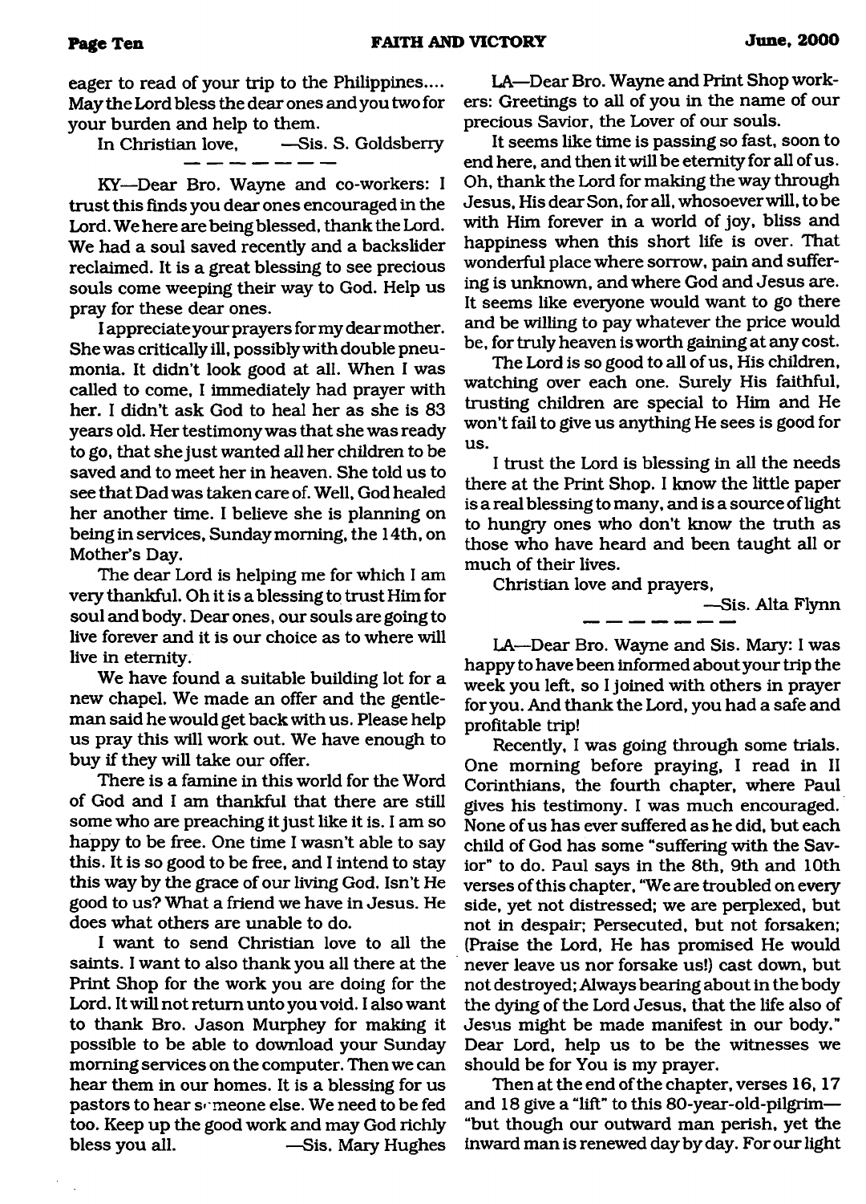eager to read of your trip to the Philippines.... May the Lord bless the dear ones and you two for your burden and help to them.

In Christian love, —Sis. S. Goldsberry

---

KY—Dear Bro. Wayne and co-workers: I trust this finds you dear ones encouraged in the Lord. We here are being blessed, thank the Lord. We had a soul saved recently and a backslider reclaimed. It is a great blessing to see precious souls come weeping their way to God. Help us pray for these dear ones.

I appreciate your prayers for my dear mother. She was critically ill, possibly with double pneumonia. It didn't look good at all. When I was called to come, I immediately had prayer with her. I didn't ask God to heal her as she is 83 years old. Her testimony was that she was ready to go, that she just wanted all her children to be saved and to meet her in heaven. She told us to see that Dad was taken care of. Well, God healed her another time. I believe she is planning on being in services, Sunday morning, the 14th, on Mother's Day.

The dear Lord is helping me for which I am very thankful. Oh it is a blessing to trust Him for soul and body. Dear ones, our souls are going to live forever and it is our choice as to where will live in eternity.

We have found a suitable building lot for a new chapel. We made an offer and the gentleman said he would get back with us. Please help us pray this will work out. We have enough to buy if they will take our offer.

There is a famine in this world for the Word of God and I am thankful that there are still some who are preaching it just like it is. I am so happy to be free. One time I wasn't able to say this. It is so good to be free, and I intend to stay this way by the grace of our living God. Isn't He good to us? What a friend we have in Jesus. He does what others are unable to do.

I want to send Christian love to all the saints. I want to also thank you all there at the Print Shop for the work you are doing for the Lord. It will not return unto you void. I also want to thank Bro. Jason Murphey for making it possible to be able to download your Sunday morning services on the computer. Then we can hear them in our homes. It is a blessing for us pastors to hear someone else. We need to be fed too. Keep up the good work and may God richly bless you all. —Sis. Mary Hughes

LA—Dear Bro. Wayne and Print Shop workers: Greetings to all of you in the name of our precious Savior, the Lover of our souls.

It seems like time is passing so fast, soon to end here, and then it will be eternity for all of us. Oh, thank the Lord for making the way through Jesus, His dear Son, for all, whosoever will, to be with Him forever in a world of joy, bliss and happiness when this short life is over. That wonderful place where sorrow, pain and suffering is unknown, and where God and Jesus are. It seems like everyone would want to go there and be willing to pay whatever the price would be, for truly heaven is worth gaining at any cost.

The Lord is so good to all of us, His children, watching over each one. Surely His faithful, trusting children are special to Him and He won't fail to give us anything He sees is good for us.

I trust the Lord is blessing in all the needs there at the Print Shop. I know the little paper is a real blessing to many, and is a source of light to hungry ones who don't know the truth as those who have heard and been taught all or much of their lives.

Christian love and prayers,

—Sis. Alta Flynn

---

LA—Dear Bro. Wayne and Sis. Mary: I was happy to have been informed about your trip the week you left, so I joined with others in prayer for you. And thank the Lord, you had a safe and profitable trip!

Recently, I was going through some trials. One morning before praying, I read in II Corinthians, the fourth chapter, where Paul gives his testimony. I was much encouraged. None of us has ever suffered as he did, but each child of God has some "suffering with the Savior" to do. Paul says in the 8th, 9th and 10th verses of this chapter, "We are troubled on every side, yet not distressed; we are perplexed, but not in despair; Persecuted, but not forsaken; (Praise the Lord, He has promised He would never leave us nor forsake us!) cast down, but not destroyed; Always bearing about in the body the dying of the Lord Jesus, that the life also of Jesus might be made manifest in our body." Dear Lord, help us to be the witnesses we should be for You is my prayer.

Then at the end of the chapter, verses 16, 17 and 18 give a "lift" to this 80-year-old-pilgrim—"but though our outward man perish, yet the inward man is renewed day by day. For our light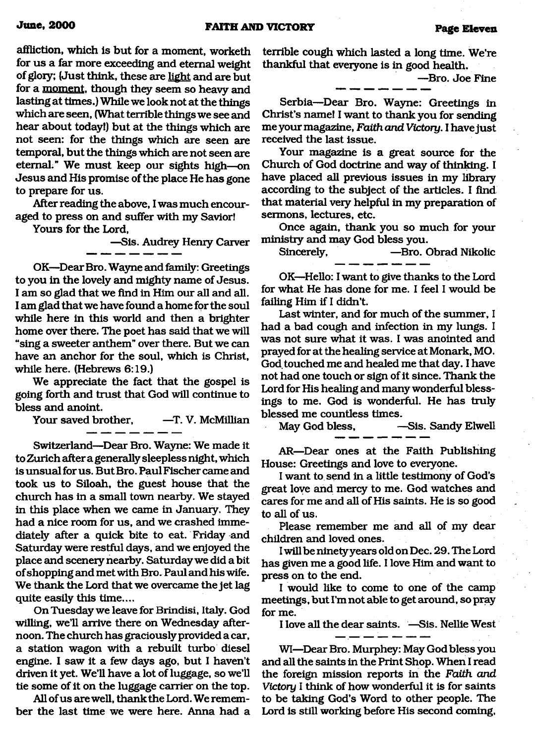affliction, which is but for a moment, worketh for us a far more exceeding and eternal weight of glory; (Just think, these are light and are but for a moment, though they seem so heavy and lasting at times.) While we look not at the things which are seen, (What terrible things we see and hear about today!) but at the things which are not seen: for the things which are seen are temporal, but the things which are not seen are eternal." We must keep our sights high—on Jesus and His promise of the place He has gone to prepare for us.

After reading the above, I was much encouraged to press on and suffer with my Savior!

Yours for the Lord,

—Sis. Audrey Henry Carver

---

OK—Dear Bro. Wayne and family: Greetings to you in the lovely and mighty name of Jesus. I am so glad that we find in Him our all and all. I am glad that we have found a home for the soul while here in this world and then a brighter home over there. The poet has said that we will "sing a sweeter anthem" over there. But we can have an anchor for the soul, which is Christ, while here. (Hebrews 6:19.)

We appreciate the fact that the gospel is going forth and trust that God will continue to bless and anoint.

Your saved brother, —T. V. McMillian

---

Switzerland—Dear Bro. Wayne: We made it to Zurich after a generally sleepless night, which is unusual for us. But Bro. Paul Fischer came and took us to Siloah, the guest house that the church has in a small town nearby. We stayed in this place when we came in January. They had a nice room for us, and we crashed immediately after a quick bite to eat. Friday and Saturday were restful days, and we enjoyed the place and scenery nearby. Saturday we did a bit of shopping and met with Bro. Paul and his wife. We thank the Lord that we overcame the jet lag quite easily this time....

On Tuesday we leave for Brindisi, Italy. God willing, we'll arrive there on Wednesday afternoon. The church has graciously provided a car, a station wagon with a rebuilt turbo diesel engine. I saw it a few days ago, but I haven't driven it yet. We'll have a lot of luggage, so we'll tie some of it on the luggage carrier on the top.

All of us are well, thank the Lord. We remember the last time we were here. Anna had a terrible cough which lasted a long time. We're thankful that everyone is in good health.

—Bro. Joe Fine

---

Serbia—Dear Bro. Wayne: Greetings in Christ's name! I want to thank you for sending me your magazine, *Faith and Victory*. I have just received the last issue.

Your magazine is a great source for the Church of God doctrine and way of thinking. I have placed all previous issues in my library according to the subject of the articles. I find that material very helpful in my preparation of sermons, lectures, etc.

Once again, thank you so much for your ministry and may God bless you.

Sincerely, —Bro. Obrad Nikolic

---

OK—Hello: I want to give thanks to the Lord for what He has done for me. I feel I would be failing Him if I didn't.

Last winter, and for much of the summer, I had a bad cough and infection in my lungs. I was not sure what it was. I was anointed and prayed for at the healing service at Monark, MO. God touched me and healed me that day. I have not had one touch or sign of it since. Thank the Lord for His healing and many wonderful blessings to me. God is wonderful. He has truly blessed me countless times.

May God bless, —Sis. Sandy Elwell

---

AR—Dear ones at the Faith Publishing House: Greetings and love to everyone.

I want to send in a little testimony of God's great love and mercy to me. God watches and cares for me and all of His saints. He is so good to all of us.

Please remember me and all of my dear children and loved ones.

I will be ninety years old on Dec. 29. The Lord has given me a good life. I love Him and want to press on to the end.

I would like to come to one of the camp meetings, but I'm not able to get around, so pray for me.

I love all the dear saints. —Sis. Nellie West

---

WI—Dear Bro. Murphey: May God bless you and all the saints in the Print Shop. When I read the foreign mission reports in the *Faith and Victory* I think of how wonderful it is for saints to be taking God's Word to other people. The Lord is still working before His second coming,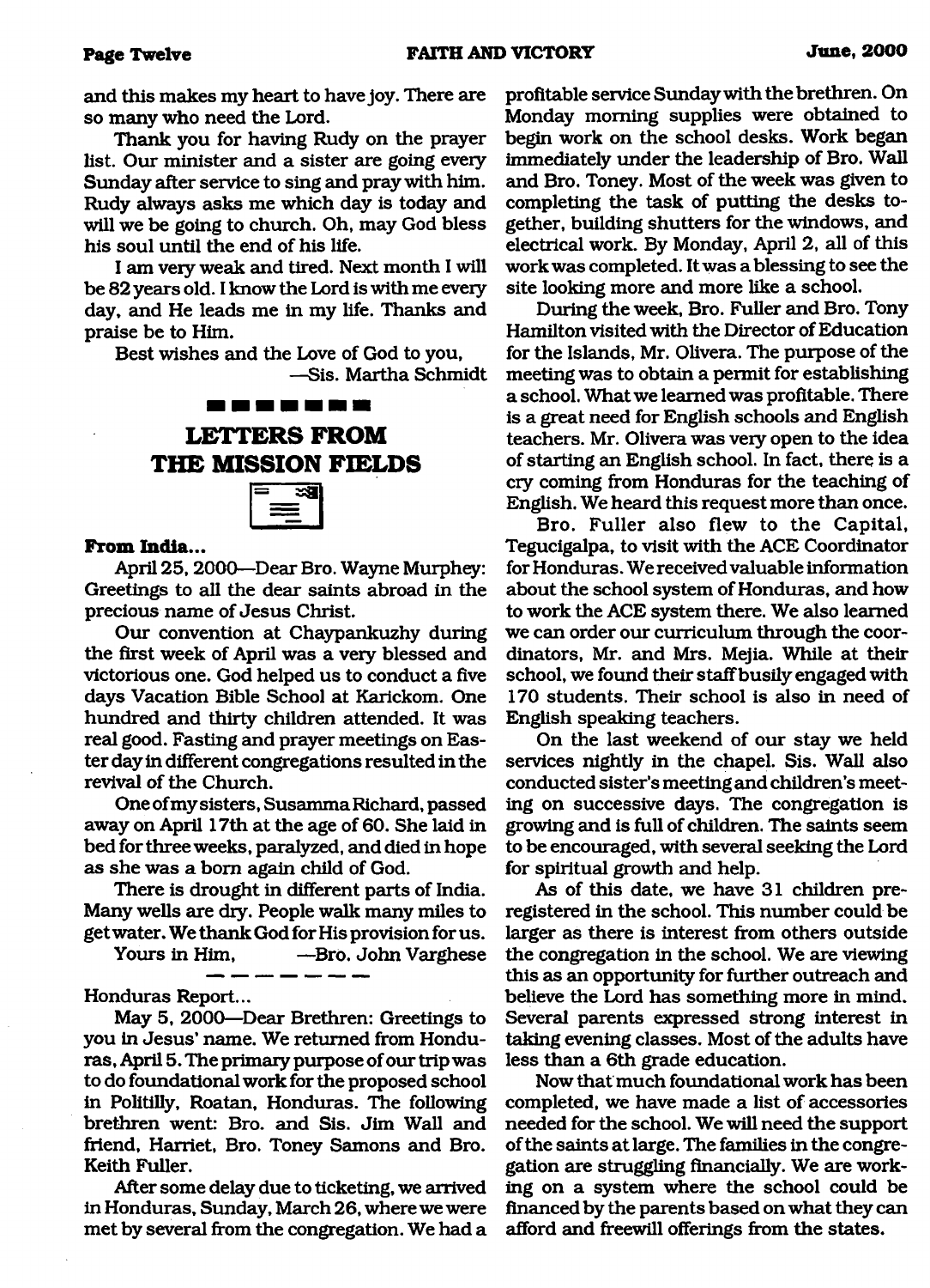and this makes my heart to have joy. There are so many who need the Lord.

Thank you for having Rudy on the prayer list. Our minister and a sister are going every Sunday after service to sing and pray with him. Rudy always asks me which day is today and will we be going to church. Oh, may God bless his soul until the end of his life.

I am very weak and tired. Next month I will be 82 years old. I know the Lord is with me every day, and He leads me in my life. Thanks and praise be to Him.

Best wishes and the Love of God to you,

—Sis. Martha Schmidt

## LETTERS FROM THE MISSION FIELDS

**From India...**

April 25, 2000—Dear Bro. Wayne Murphey: Greetings to all the dear saints abroad in the precious name of Jesus Christ.

Our convention at Chaypankuzhy during the first week of April was a very blessed and victorious one. God helped us to conduct a five days Vacation Bible School at Karickom. One hundred and thirty children attended. It was real good. Fasting and prayer meetings on Easter day in different congregations resulted in the revival of the Church.

One of my sisters, Susamma Richard, passed away on April 17th at the age of 60. She laid in bed for three weeks, paralyzed, and died in hope as she was a born again child of God.

There is drought in different parts of India. Many wells are dry. People walk many miles to get water. We thank God for His provision for us.

Yours in Him, —Bro. John Varghese

Honduras Report...

May 5, 2000—Dear Brethren: Greetings to you in Jesus' name. We returned from Honduras, April 5. The primary purpose of our trip was to do foundational work for the proposed school in Politilly, Roatan, Honduras. The following brethren went: Bro. and Sis. Jim Wall and friend, Harriet, Bro. Toney Samons and Bro. Keith Fuller.

After some delay due to ticketing, we arrived in Honduras, Sunday, March 26, where we were met by several from the congregation. We had a profitable service Sunday with the brethren. On Monday morning supplies were obtained to begin work on the school desks. Work began immediately under the leadership of Bro. Wall and Bro. Toney. Most of the week was given to completing the task of putting the desks together, building shutters for the windows, and electrical work. By Monday, April 2, all of this work was completed. It was a blessing to see the site looking more and more like a school.

During the week, Bro. Fuller and Bro. Tony Hamilton visited with the Director of Education for the Islands, Mr. Olivera. The purpose of the meeting was to obtain a permit for establishing a school. What we learned was profitable. There is a great need for English schools and English teachers. Mr. Olivera was very open to the idea of starting an English school. In fact, there is a cry coming from Honduras for the teaching of English. We heard this request more than once.

Bro. Fuller also flew to the Capital, Tegucigalpa, to visit with the ACE Coordinator for Honduras. We received valuable information about the school system of Honduras, and how to work the ACE system there. We also learned we can order our curriculum through the coordinators, Mr. and Mrs. Mejia. While at their school, we found their staff busily engaged with 170 students. Their school is also in need of English speaking teachers.

On the last weekend of our stay we held services nightly in the chapel. Sis. Wall also conducted sister's meeting and children's meeting on successive days. The congregation is growing and is full of children. The saints seem to be encouraged, with several seeking the Lord for spiritual growth and help.

As of this date, we have 31 children preregistered in the school. This number could be larger as there is interest from others outside the congregation in the school. We are viewing this as an opportunity for further outreach and believe the Lord has something more in mind. Several parents expressed strong interest in taking evening classes. Most of the adults have less than a 6th grade education.

Now that much foundational work has been completed, we have made a list of accessories needed for the school. We will need the support of the saints at large. The families in the congregation are struggling financially. We are working on a system where the school could be financed by the parents based on what they can afford and freewill offerings from the states.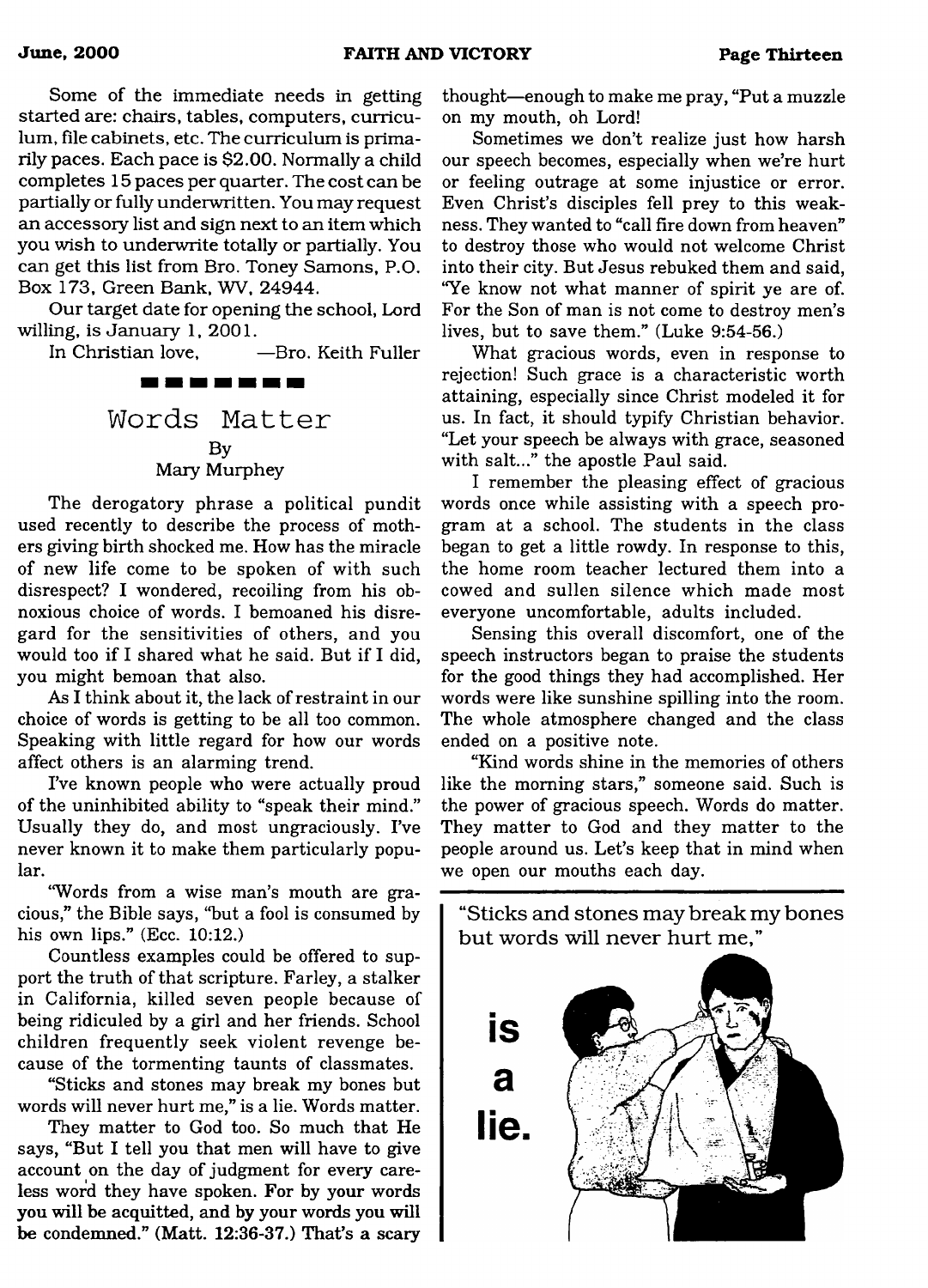Some of the immediate needs in getting started are: chairs, tables, computers, curriculum, file cabinets, etc. The curriculum is primarily paces. Each pace is $2.00. Normally a child completes 15 paces per quarter. The cost can be partially or fully underwritten. You may request an accessory list and sign next to an item which you wish to underwrite totally or partially. You can get this list from Bro. Toney Samons, P.O. Box 173, Green Bank, WV, 24944.

Our target date for opening the school, Lord willing, is January 1, 2001.

In Christian love, —Bro. Keith Fuller

## Words Matter

By
Mary Murphey

The derogatory phrase a political pundit used recently to describe the process of mothers giving birth shocked me. How has the miracle of new life come to be spoken of with such disrespect? I wondered, recoiling from his obnoxious choice of words. I bemoaned his disregard for the sensitivities of others, and you would too if I shared what he said. But if I did, you might bemoan that also.

As I think about it, the lack of restraint in our choice of words is getting to be all too common. Speaking with little regard for how our words affect others is an alarming trend.

I've known people who were actually proud of the uninhibited ability to "speak their mind." Usually they do, and most ungraciously. I've never known it to make them particularly popular.

"Words from a wise man's mouth are gracious," the Bible says, "but a fool is consumed by his own lips." (Ecc. 10:12.)

Countless examples could be offered to support the truth of that scripture. Farley, a stalker in California, killed seven people because of being ridiculed by a girl and her friends. School children frequently seek violent revenge because of the tormenting taunts of classmates.

"Sticks and stones may break my bones but words will never hurt me," is a lie. Words matter.

They matter to God too. So much that He says, "But I tell you that men will have to give account on the day of judgment for every careless word they have spoken. For by your words you will be acquitted, and by your words you will be condemned." (Matt. 12:36-37.) That's a scary thought—enough to make me pray, "Put a muzzle on my mouth, oh Lord!

Sometimes we don't realize just how harsh our speech becomes, especially when we're hurt or feeling outrage at some injustice or error. Even Christ's disciples fell prey to this weakness. They wanted to "call fire down from heaven" to destroy those who would not welcome Christ into their city. But Jesus rebuked them and said, "Ye know not what manner of spirit ye are of. For the Son of man is not come to destroy men's lives, but to save them." (Luke 9:54-56.)

What gracious words, even in response to rejection! Such grace is a characteristic worth attaining, especially since Christ modeled it for us. In fact, it should typify Christian behavior. "Let your speech be always with grace, seasoned with salt..." the apostle Paul said.

I remember the pleasing effect of gracious words once while assisting with a speech program at a school. The students in the class began to get a little rowdy. In response to this, the home room teacher lectured them into a cowed and sullen silence which made most everyone uncomfortable, adults included.

Sensing this overall discomfort, one of the speech instructors began to praise the students for the good things they had accomplished. Her words were like sunshine spilling into the room. The whole atmosphere changed and the class ended on a positive note.

"Kind words shine in the memories of others like the morning stars," someone said. Such is the power of gracious speech. Words do matter. They matter to God and they matter to the people around us. Let's keep that in mind when we open our mouths each day.

"Sticks and stones may break my bones but words will never hurt me,"

**is a lie.**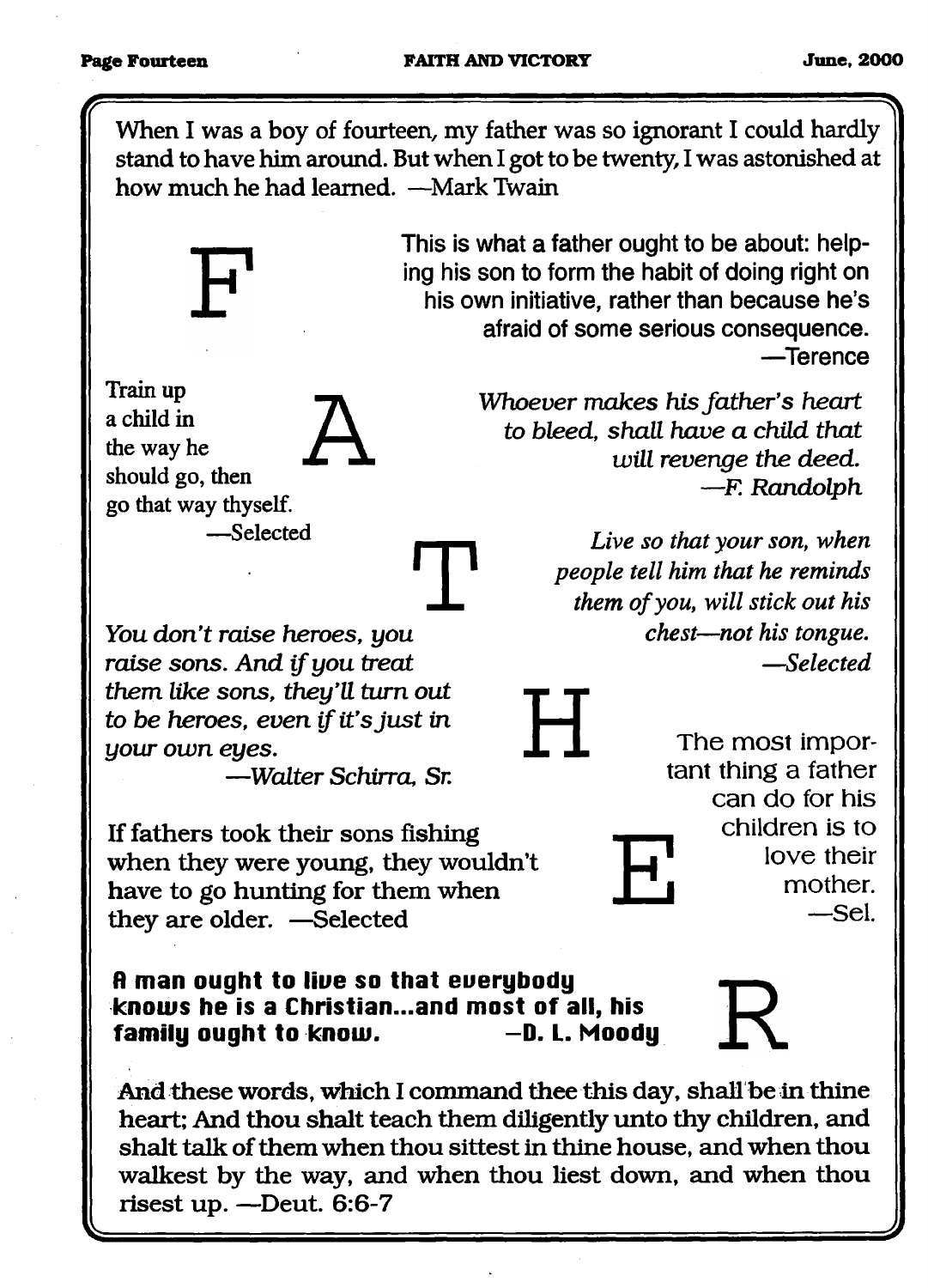When I was a boy of fourteen, my father was so ignorant I could hardly stand to have him around. But when I got to be twenty, I was astonished at how much he had learned. —Mark Twain

# F

This is what a father ought to be about: helping his son to form the habit of doing right on his own initiative, rather than because he's afraid of some serious consequence. —Terence

# A

Train up a child in the way he should go, then go that way thyself. —Selected

*Whoever makes his father's heart to bleed, shall have a child that will revenge the deed. —F. Randolph*

# T

*Live so that your son, when people tell him that he reminds them of you, will stick out his chest—not his tongue. —Selected*

# H

*You don't raise heroes, you raise sons. And if you treat them like sons, they'll turn out to be heroes, even if it's just in your own eyes. —Walter Schirra, Sr.*

The most important thing a father can do for his children is to love their mother. —Sel.

# E

If fathers took their sons fishing when they were young, they wouldn't have to go hunting for them when they are older. —Selected

# R

**A man ought to live so that everybody knows he is a Christian...and most of all, his family ought to know. —D. L. Moody**

And these words, which I command thee this day, shall be in thine heart; And thou shalt teach them diligently unto thy children, and shalt talk of them when thou sittest in thine house, and when thou walkest by the way, and when thou liest down, and when thou risest up. —Deut. 6:6-7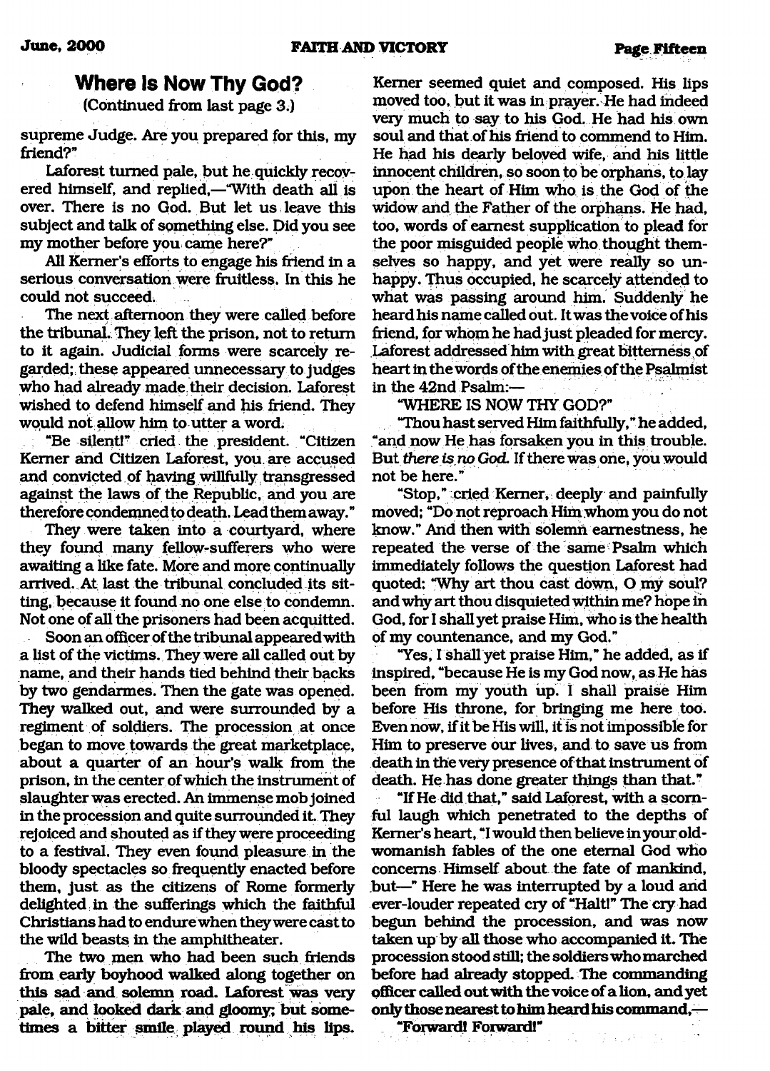## Where Is Now Thy God?

(Continued from last page 3.)

supreme Judge. Are you prepared for this, my friend?"

Laforest turned pale, but he quickly recovered himself, and replied,—"With death all is over. There is no God. But let us leave this subject and talk of something else. Did you see my mother before you came here?"

All Kerner's efforts to engage his friend in a serious conversation were fruitless. In this he could not succeed.

The next afternoon they were called before the tribunal. They left the prison, not to return to it again. Judicial forms were scarcely regarded; these appeared unnecessary to judges who had already made their decision. Laforest wished to defend himself and his friend. They would not allow him to utter a word.

"Be silent!" cried the president. "Citizen Kerner and Citizen Laforest, you are accused and convicted of having willfully transgressed against the laws of the Republic, and you are therefore condemned to death. Lead them away."

They were taken into a courtyard, where they found many fellow-sufferers who were awaiting a like fate. More and more continually arrived. At last the tribunal concluded its sitting, because it found no one else to condemn. Not one of all the prisoners had been acquitted.

Soon an officer of the tribunal appeared with a list of the victims. They were all called out by name, and their hands tied behind their backs by two gendarmes. Then the gate was opened. They walked out, and were surrounded by a regiment of soldiers. The procession at once began to move towards the great marketplace, about a quarter of an hour's walk from the prison, in the center of which the instrument of slaughter was erected. An immense mob joined in the procession and quite surrounded it. They rejoiced and shouted as if they were proceeding to a festival. They even found pleasure in the bloody spectacles so frequently enacted before them, just as the citizens of Rome formerly delighted in the sufferings which the faithful Christians had to endure when they were cast to the wild beasts in the amphitheater.

The two men who had been such friends from early boyhood walked along together on this sad and solemn road. Laforest was very pale, and looked dark and gloomy; but sometimes a bitter smile played round his lips. Kerner seemed quiet and composed. His lips moved too, but it was in prayer. He had indeed very much to say to his God. He had his own soul and that of his friend to commend to Him. He had his dearly beloved wife, and his little innocent children, so soon to be orphans, to lay upon the heart of Him who is the God of the widow and the Father of the orphans. He had, too, words of earnest supplication to plead for the poor misguided people who thought themselves so happy, and yet were really so unhappy. Thus occupied, he scarcely attended to what was passing around him. Suddenly he heard his name called out. It was the voice of his friend, for whom he had just pleaded for mercy. Laforest addressed him with great bitterness of heart in the words of the enemies of the Psalmist in the 42nd Psalm:—

"WHERE IS NOW THY GOD?"

"Thou hast served Him faithfully," he added, "and now He has forsaken you in this trouble. But *there is no God.* If there was one, you would not be here."

"Stop," cried Kerner, deeply and painfully moved; "Do not reproach Him whom you do not know." And then with solemn earnestness, he repeated the verse of the same Psalm which immediately follows the question Laforest had quoted: "Why art thou cast down, O my soul? and why art thou disquieted within me? hope in God, for I shall yet praise Him, who is the health of my countenance, and my God."

"Yes, I shall yet praise Him," he added, as if inspired, "because He is my God now, as He has been from my youth up. I shall praise Him before His throne, for bringing me here too. Even now, if it be His will, it is not impossible for Him to preserve our lives, and to save us from death in the very presence of that instrument of death. He has done greater things than that."

"If He did that," said Laforest, with a scornful laugh which penetrated to the depths of Kerner's heart, "I would then believe in your old-womanish fables of the one eternal God who concerns Himself about the fate of mankind, but—" Here he was interrupted by a loud and ever-louder repeated cry of "Halt!" The cry had begun behind the procession, and was now taken up by all those who accompanied it. The procession stood still; the soldiers who marched before had already stopped. The commanding officer called out with the voice of a lion, and yet only those nearest to him heard his command,—

"Forward! Forward!"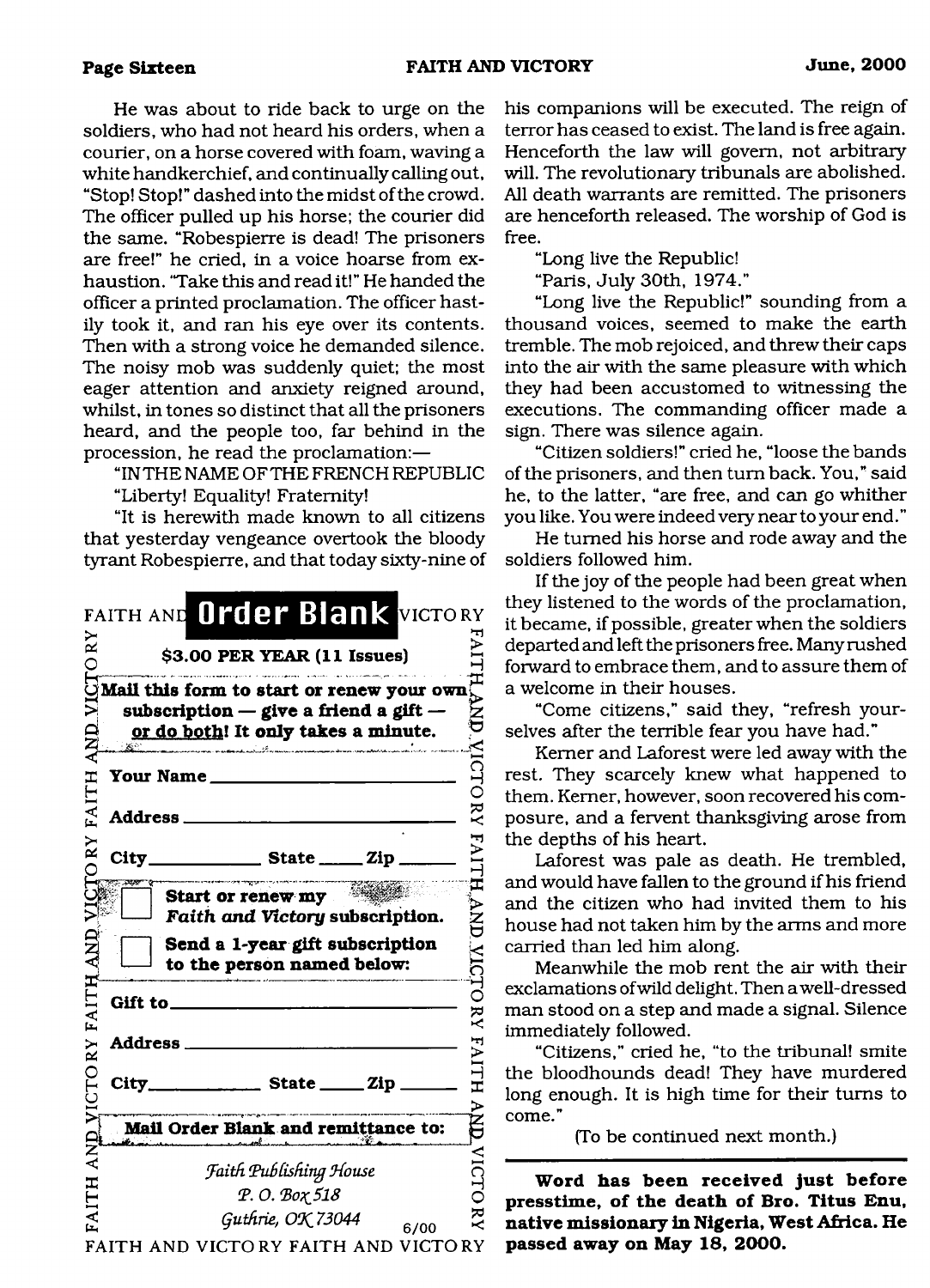He was about to ride back to urge on the soldiers, who had not heard his orders, when a courier, on a horse covered with foam, waving a white handkerchief, and continually calling out, "Stop! Stop!" dashed into the midst of the crowd. The officer pulled up his horse; the courier did the same. "Robespierre is dead! The prisoners are free!" he cried, in a voice hoarse from exhaustion. "Take this and read it!" He handed the officer a printed proclamation. The officer hastily took it, and ran his eye over its contents. Then with a strong voice he demanded silence. The noisy mob was suddenly quiet; the most eager attention and anxiety reigned around, whilst, in tones so distinct that all the prisoners heard, and the people too, far behind in the procession, he read the proclamation:—

"IN THE NAME OF THE FRENCH REPUBLIC

"Liberty! Equality! Fraternity!

"It is herewith made known to all citizens that yesterday vengeance overtook the bloody tyrant Robespierre, and that today sixty-nine of his companions will be executed. The reign of terror has ceased to exist. The land is free again. Henceforth the law will govern, not arbitrary will. The revolutionary tribunals are abolished. All death warrants are remitted. The prisoners are henceforth released. The worship of God is free.

"Long live the Republic!

"Paris, July 30th, 1974."

"Long live the Republic!" sounding from a thousand voices, seemed to make the earth tremble. The mob rejoiced, and threw their caps into the air with the same pleasure with which they had been accustomed to witnessing the executions. The commanding officer made a sign. There was silence again.

"Citizen soldiers!" cried he, "loose the bands of the prisoners, and then turn back. You," said he, to the latter, "are free, and can go whither you like. You were indeed very near to your end."

He turned his horse and rode away and the soldiers followed him.

If the joy of the people had been great when they listened to the words of the proclamation, it became, if possible, greater when the soldiers departed and left the prisoners free. Many rushed forward to embrace them, and to assure them of a welcome in their houses.

"Come citizens," said they, "refresh yourselves after the terrible fear you have had."

Kerner and Laforest were led away with the rest. They scarcely knew what happened to them. Kerner, however, soon recovered his composure, and a fervent thanksgiving arose from the depths of his heart.

Laforest was pale as death. He trembled, and would have fallen to the ground if his friend and the citizen who had invited them to his house had not taken him by the arms and more carried than led him along.

Meanwhile the mob rent the air with their exclamations of wild delight. Then a well-dressed man stood on a step and made a signal. Silence immediately followed.

"Citizens," cried he, "to the tribunal! smite the bloodhounds dead! They have murdered long enough. It is high time for their turns to come."

(To be continued next month.)

---

**Word has been received just before presstime, of the death of Bro. Titus Enu, native missionary in Nigeria, West Africa. He passed away on May 18, 2000.**

---

## FAITH AND VICTORY Order Blank

**$3.00 PER YEAR (11 Issues)**

**Mail this form to start or renew your own subscription — give a friend a gift — or do both! It only takes a minute.**

**Your Name** ____________________

**Address** ____________________

**City** __________ **State** _____ **Zip** ______

☐ **Start or renew my *Faith and Victory* subscription.**

☐ **Send a 1-year gift subscription to the person named below:**

**Gift to** ____________________

**Address** ____________________

**City** __________ **State** _____ **Zip** ______

**Mail Order Blank and remittance to:**

*Faith Publishing House*
*P. O. Box 518*
*Guthrie, OK 73044*

6/00